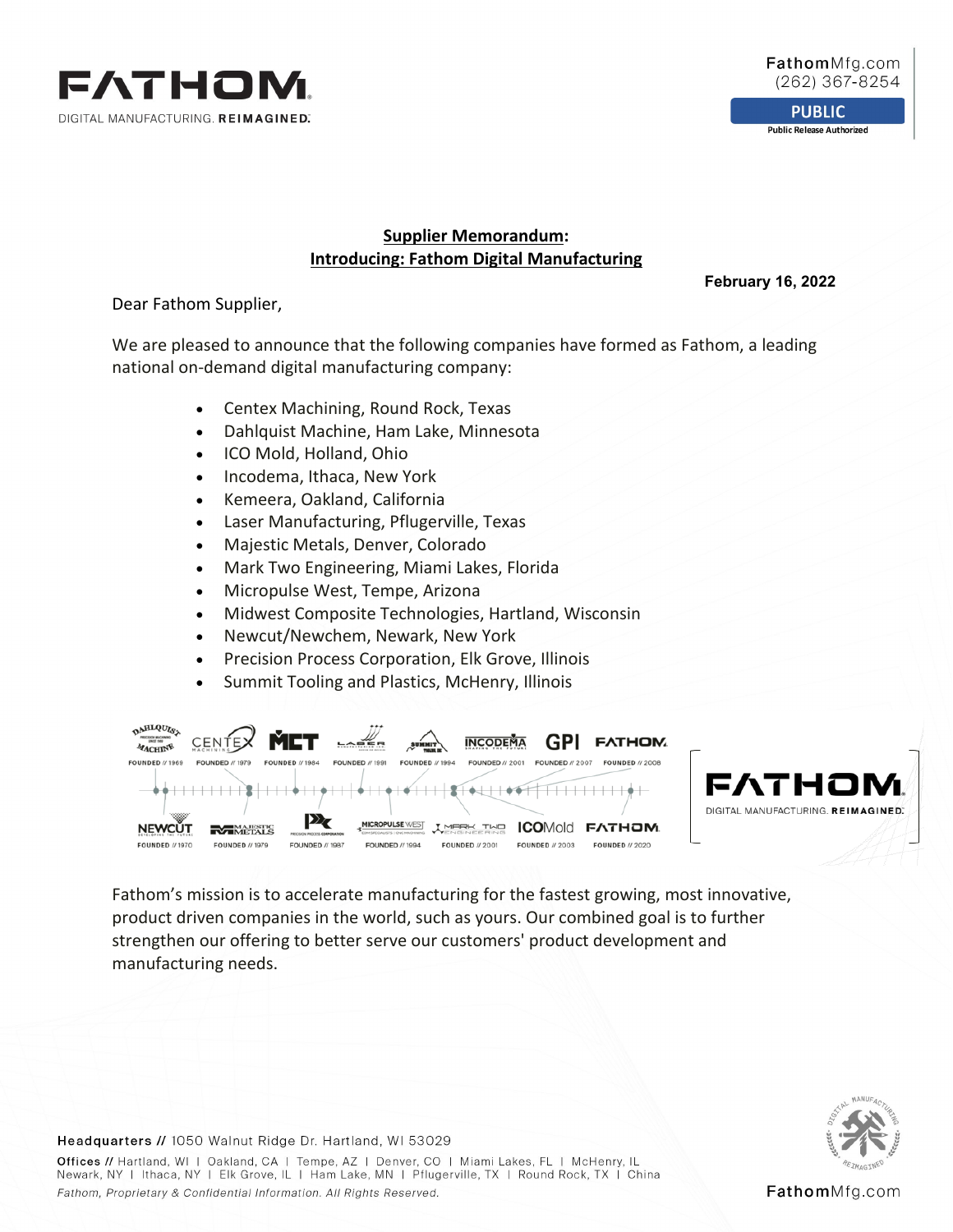FathomMfg.com
(262) 367-8254

**PUBLIC**
Public Release Authorized

## Supplier Memorandum: Introducing: Fathom Digital Manufacturing

**February 16, 2022**

Dear Fathom Supplier,

We are pleased to announce that the following companies have formed as Fathom, a leading national on-demand digital manufacturing company:

- Centex Machining, Round Rock, Texas
- Dahlquist Machine, Ham Lake, Minnesota
- ICO Mold, Holland, Ohio
- Incodema, Ithaca, New York
- Kemeera, Oakland, California
- Laser Manufacturing, Pflugerville, Texas
- Majestic Metals, Denver, Colorado
- Mark Two Engineering, Miami Lakes, Florida
- Micropulse West, Tempe, Arizona
- Midwest Composite Technologies, Hartland, Wisconsin
- Newcut/Newchem, Newark, New York
- Precision Process Corporation, Elk Grove, Illinois
- Summit Tooling and Plastics, McHenry, Illinois

Dahlquist Machine — FOUNDED // 1969; Centex Machining — FOUNDED // 1979; MCT — FOUNDED // 1984; Laser Manufacturing — FOUNDED // 1991; Summit — FOUNDED // 1994; Incodema — FOUNDED // 2001; GPI — FOUNDED // 2007; Fathom — FOUNDED // 2008

Newcut — FOUNDED // 1970; Majestic Metals — FOUNDED // 1979; Precision Process Corporation — FOUNDED // 1987; Micropulse West — FOUNDED // 1994; Mark Two Engineering — FOUNDED // 2001; ICOMold — FOUNDED // 2003; Fathom — FOUNDED // 2020

FATHOM — DIGITAL MANUFACTURING. REIMAGINED.

Fathom's mission is to accelerate manufacturing for the fastest growing, most innovative, product driven companies in the world, such as yours. Our combined goal is to further strengthen our offering to better serve our customers' product development and manufacturing needs.

**Headquarters //** 1050 Walnut Ridge Dr. Hartland, WI 53029

**Offices //** Hartland, WI | Oakland, CA | Tempe, AZ | Denver, CO | Miami Lakes, FL | McHenry, IL | Newark, NY | Ithaca, NY | Elk Grove, IL | Ham Lake, MN | Pflugerville, TX | Round Rock, TX | China

*Fathom, Proprietary & Confidential Information. All Rights Reserved.*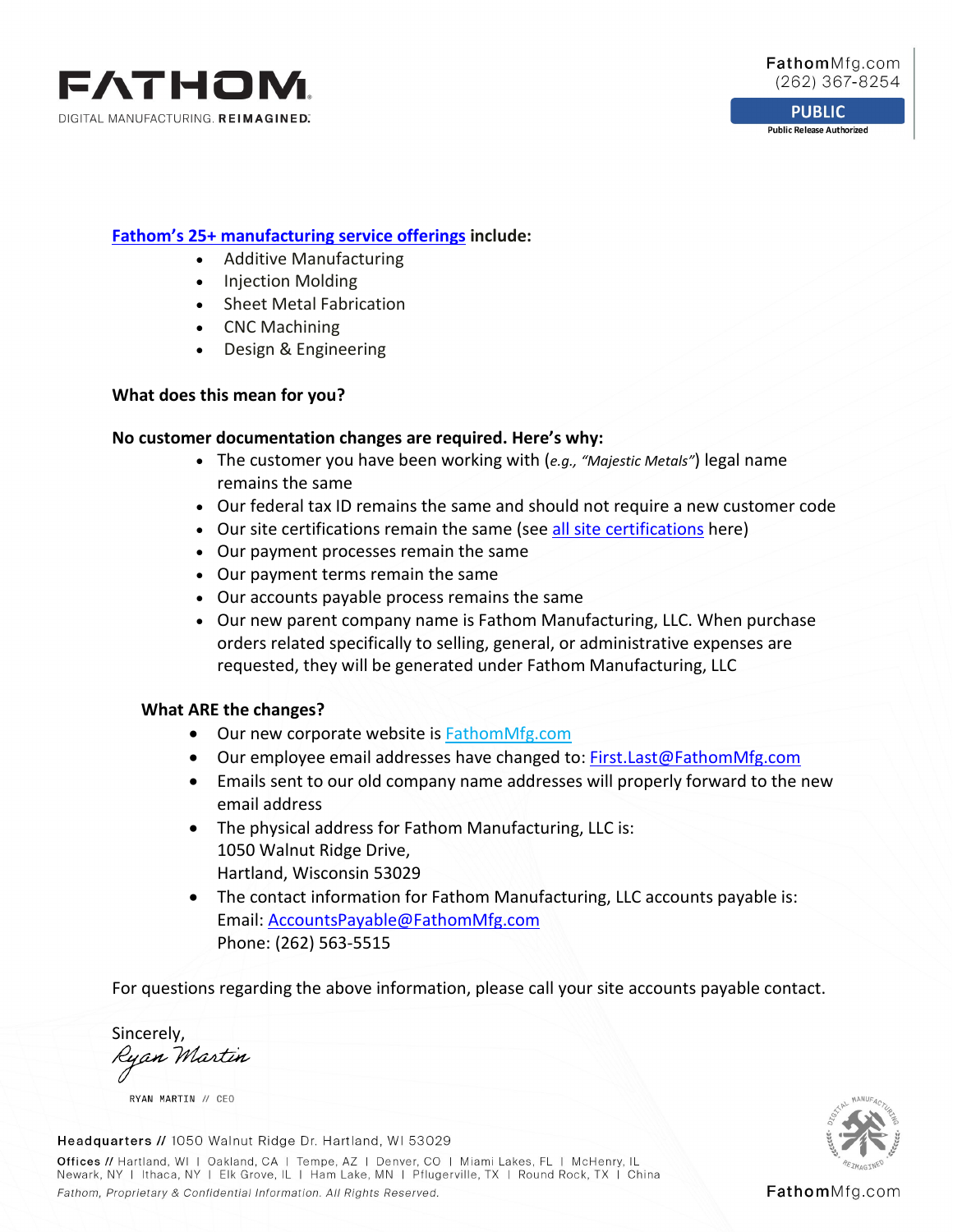**Fathom's 25+ manufacturing service offerings include:**

- Additive Manufacturing
- Injection Molding
- Sheet Metal Fabrication
- CNC Machining
- Design & Engineering

**What does this mean for you?**

**No customer documentation changes are required. Here's why:**

- The customer you have been working with (*e.g., "Majestic Metals"*) legal name remains the same
- Our federal tax ID remains the same and should not require a new customer code
- Our site certifications remain the same (see all site certifications here)
- Our payment processes remain the same
- Our payment terms remain the same
- Our accounts payable process remains the same
- Our new parent company name is Fathom Manufacturing, LLC. When purchase orders related specifically to selling, general, or administrative expenses are requested, they will be generated under Fathom Manufacturing, LLC

**What ARE the changes?**

- Our new corporate website is FathomMfg.com
- Our employee email addresses have changed to: First.Last@FathomMfg.com
- Emails sent to our old company name addresses will properly forward to the new email address
- The physical address for Fathom Manufacturing, LLC is:
  1050 Walnut Ridge Drive,
  Hartland, Wisconsin 53029
- The contact information for Fathom Manufacturing, LLC accounts payable is:
  Email: AccountsPayable@FathomMfg.com
  Phone: (262) 563-5515

For questions regarding the above information, please call your site accounts payable contact.

Sincerely,

Ryan Martin

RYAN MARTIN // CEO

Headquarters // 1050 Walnut Ridge Dr. Hartland, WI 53029

Offices // Hartland, WI | Oakland, CA | Tempe, AZ | Denver, CO | Miami Lakes, FL | McHenry, IL
Newark, NY | Ithaca, NY | Elk Grove, IL | Ham Lake, MN | Pflugerville, TX | Round Rock, TX | China

*Fathom, Proprietary & Confidential Information. All Rights Reserved.*